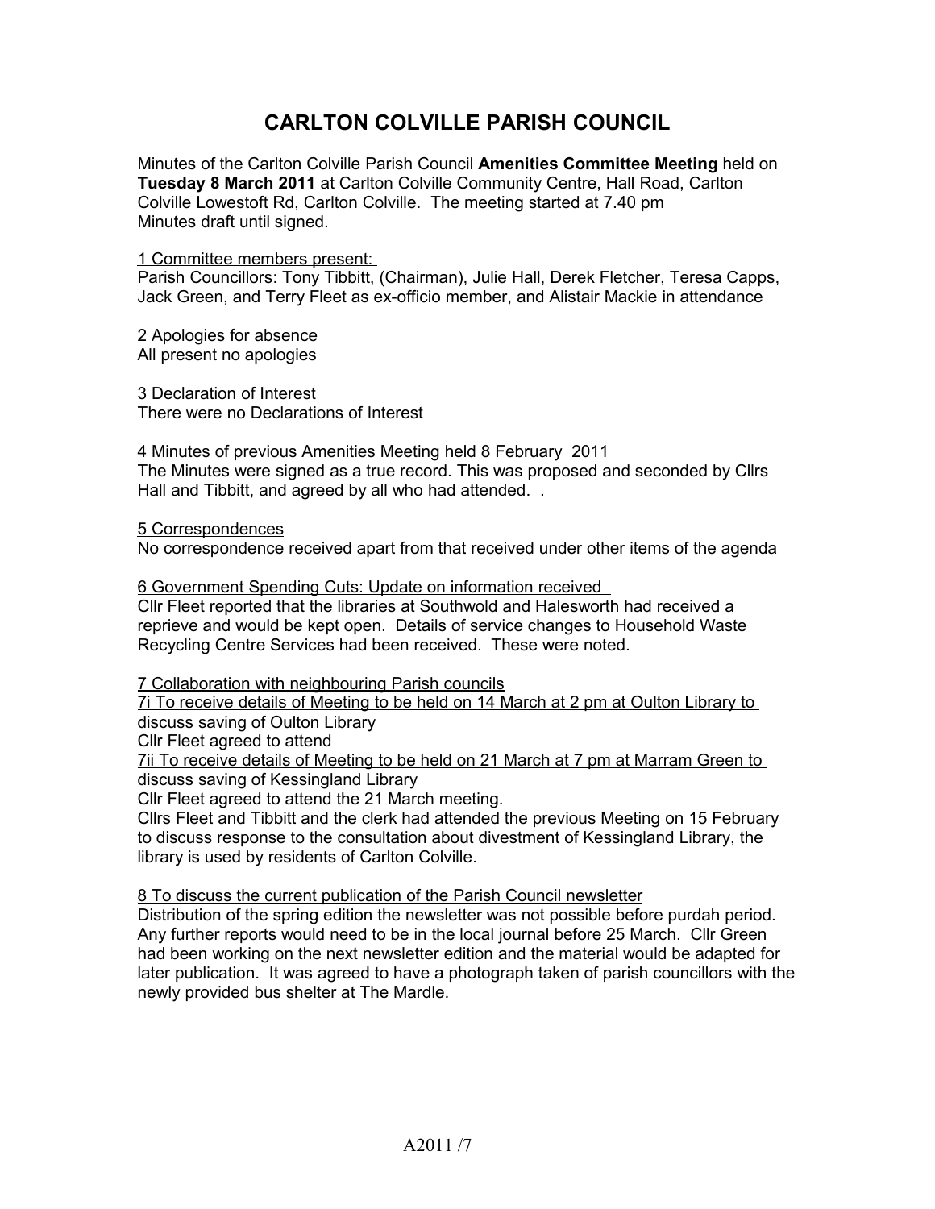# CARLTON COLVILLE PARISH COUNCIL

Minutes of the Carlton Colville Parish Council **Amenities Committee Meeting** held on **Tuesday 8 March 2011** at Carlton Colville Community Centre, Hall Road, Carlton Colville Lowestoft Rd, Carlton Colville. The meeting started at 7.40 pm
Minutes draft until signed.

1 Committee members present:
Parish Councillors: Tony Tibbitt, (Chairman), Julie Hall, Derek Fletcher, Teresa Capps, Jack Green, and Terry Fleet as ex-officio member, and Alistair Mackie in attendance

2 Apologies for absence
All present no apologies

3 Declaration of Interest
There were no Declarations of Interest

4 Minutes of previous Amenities Meeting held 8 February 2011
The Minutes were signed as a true record. This was proposed and seconded by Cllrs Hall and Tibbitt, and agreed by all who had attended. .

5 Correspondences
No correspondence received apart from that received under other items of the agenda

6 Government Spending Cuts: Update on information received
Cllr Fleet reported that the libraries at Southwold and Halesworth had received a reprieve and would be kept open. Details of service changes to Household Waste Recycling Centre Services had been received. These were noted.

7 Collaboration with neighbouring Parish councils
7i To receive details of Meeting to be held on 14 March at 2 pm at Oulton Library to discuss saving of Oulton Library
Cllr Fleet agreed to attend
7ii To receive details of Meeting to be held on 21 March at 7 pm at Marram Green to discuss saving of Kessingland Library
Cllr Fleet agreed to attend the 21 March meeting.
Cllrs Fleet and Tibbitt and the clerk had attended the previous Meeting on 15 February to discuss response to the consultation about divestment of Kessingland Library, the library is used by residents of Carlton Colville.

8 To discuss the current publication of the Parish Council newsletter
Distribution of the spring edition the newsletter was not possible before purdah period. Any further reports would need to be in the local journal before 25 March. Cllr Green had been working on the next newsletter edition and the material would be adapted for later publication. It was agreed to have a photograph taken of parish councillors with the newly provided bus shelter at The Mardle.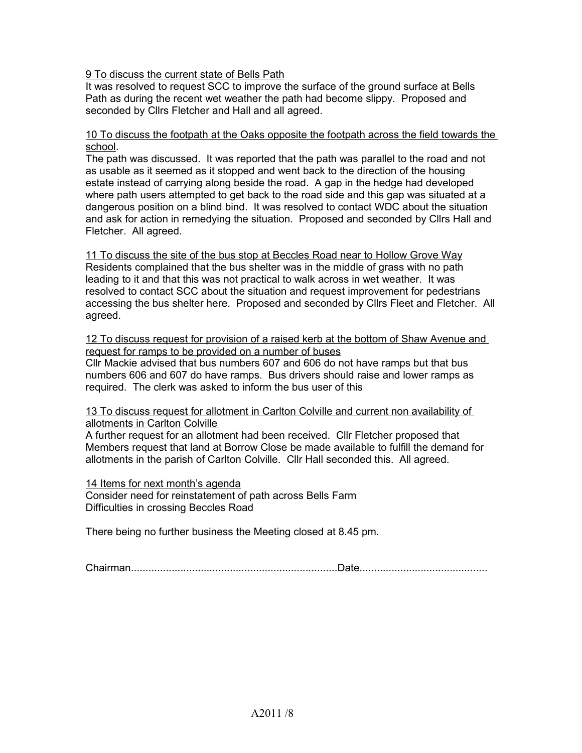9 To discuss the current state of Bells Path

It was resolved to request SCC to improve the surface of the ground surface at Bells Path as during the recent wet weather the path had become slippy. Proposed and seconded by Cllrs Fletcher and Hall and all agreed.

10 To discuss the footpath at the Oaks opposite the footpath across the field towards the school.

The path was discussed. It was reported that the path was parallel to the road and not as usable as it seemed as it stopped and went back to the direction of the housing estate instead of carrying along beside the road. A gap in the hedge had developed where path users attempted to get back to the road side and this gap was situated at a dangerous position on a blind bind. It was resolved to contact WDC about the situation and ask for action in remedying the situation. Proposed and seconded by Cllrs Hall and Fletcher. All agreed.

11 To discuss the site of the bus stop at Beccles Road near to Hollow Grove Way

Residents complained that the bus shelter was in the middle of grass with no path leading to it and that this was not practical to walk across in wet weather. It was resolved to contact SCC about the situation and request improvement for pedestrians accessing the bus shelter here. Proposed and seconded by Cllrs Fleet and Fletcher. All agreed.

12 To discuss request for provision of a raised kerb at the bottom of Shaw Avenue and request for ramps to be provided on a number of buses

Cllr Mackie advised that bus numbers 607 and 606 do not have ramps but that bus numbers 606 and 607 do have ramps. Bus drivers should raise and lower ramps as required. The clerk was asked to inform the bus user of this

13 To discuss request for allotment in Carlton Colville and current non availability of allotments in Carlton Colville

A further request for an allotment had been received. Cllr Fletcher proposed that Members request that land at Borrow Close be made available to fulfill the demand for allotments in the parish of Carlton Colville. Cllr Hall seconded this. All agreed.

14 Items for next month's agenda

Consider need for reinstatement of path across Bells Farm
Difficulties in crossing Beccles Road

There being no further business the Meeting closed at 8.45 pm.

Chairman......................................................................Date...........................................

A2011 /8